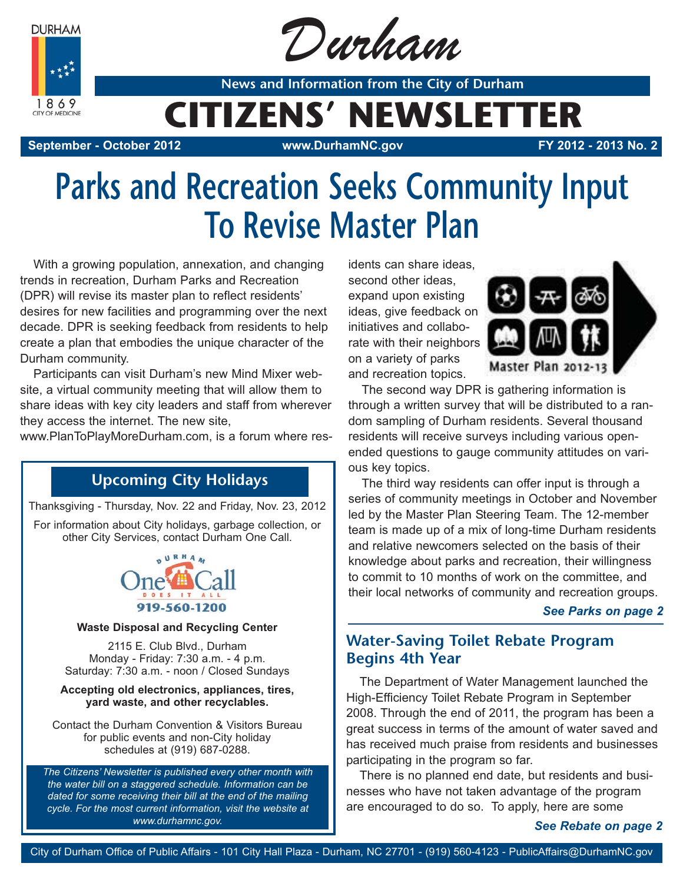# Durham

**News and Information from the City of Durham**

# CITIZENS' NEWSLETTER

**September - October 2012** | **www.DurhamNC.gov** | **FY 2012 - 2013 No. 2**

# Parks and Recreation Seeks Community Input To Revise Master Plan

With a growing population, annexation, and changing trends in recreation, Durham Parks and Recreation (DPR) will revise its master plan to reflect residents' desires for new facilities and programming over the next decade. DPR is seeking feedback from residents to help create a plan that embodies the unique character of the Durham community.

Participants can visit Durham's new Mind Mixer website, a virtual community meeting that will allow them to share ideas with key city leaders and staff from wherever they access the internet. The new site, www.PlanToPlayMoreDurham.com, is a forum where residents can share ideas, second other ideas, expand upon existing ideas, give feedback on initiatives and collaborate with their neighbors on a variety of parks and recreation topics.

Master Plan 2012-13

The second way DPR is gathering information is through a written survey that will be distributed to a random sampling of Durham residents. Several thousand residents will receive surveys including various open-ended questions to gauge community attitudes on various key topics.

The third way residents can offer input is through a series of community meetings in October and November led by the Master Plan Steering Team. The 12-member team is made up of a mix of long-time Durham residents and relative newcomers selected on the basis of their knowledge about parks and recreation, their willingness to commit to 10 months of work on the committee, and their local networks of community and recreation groups.

***See Parks on page 2***

## Upcoming City Holidays

Thanksgiving - Thursday, Nov. 22 and Friday, Nov. 23, 2012

For information about City holidays, garbage collection, or other City Services, contact Durham One Call.

Durham One Call Does It All
919-560-1200

**Waste Disposal and Recycling Center**

2115 E. Club Blvd., Durham
Monday - Friday: 7:30 a.m. - 4 p.m.
Saturday: 7:30 a.m. - noon / Closed Sundays

**Accepting old electronics, appliances, tires, yard waste, and other recyclables.**

Contact the Durham Convention & Visitors Bureau for public events and non-City holiday schedules at (919) 687-0288.

*The Citizens' Newsletter is published every other month with the water bill on a staggered schedule. Information can be dated for some receiving their bill at the end of the mailing cycle. For the most current information, visit the website at www.durhamnc.gov.*

## Water-Saving Toilet Rebate Program Begins 4th Year

The Department of Water Management launched the High-Efficiency Toilet Rebate Program in September 2008. Through the end of 2011, the program has been a great success in terms of the amount of water saved and has received much praise from residents and businesses participating in the program so far.

There is no planned end date, but residents and businesses who have not taken advantage of the program are encouraged to do so. To apply, here are some

***See Rebate on page 2***

City of Durham Office of Public Affairs - 101 City Hall Plaza - Durham, NC 27701 - (919) 560-4123 - PublicAffairs@DurhamNC.gov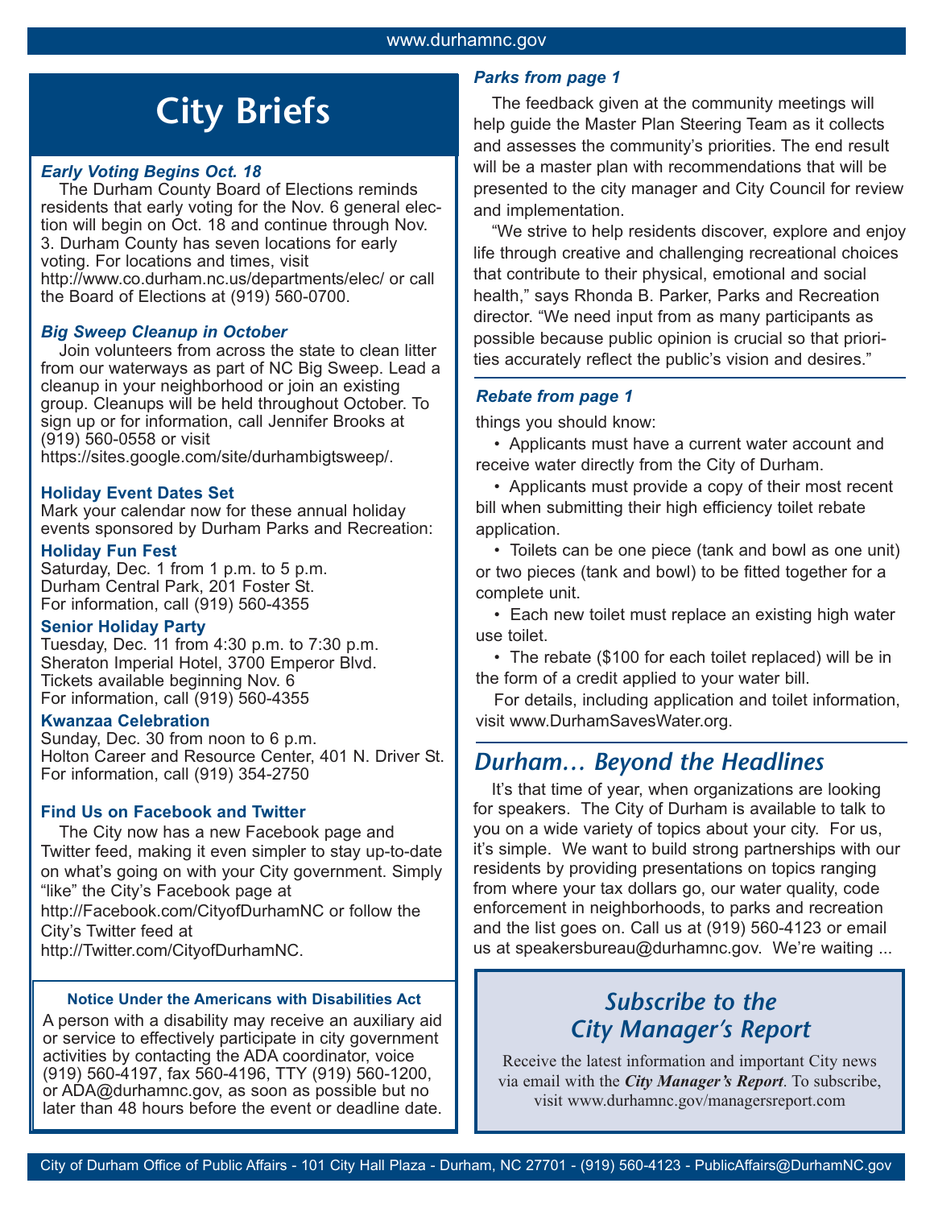# City Briefs

### *Early Voting Begins Oct. 18*

The Durham County Board of Elections reminds residents that early voting for the Nov. 6 general election will begin on Oct. 18 and continue through Nov. 3. Durham County has seven locations for early voting. For locations and times, visit http://www.co.durham.nc.us/departments/elec/ or call the Board of Elections at (919) 560-0700.

### *Big Sweep Cleanup in October*

Join volunteers from across the state to clean litter from our waterways as part of NC Big Sweep. Lead a cleanup in your neighborhood or join an existing group. Cleanups will be held throughout October. To sign up or for information, call Jennifer Brooks at (919) 560-0558 or visit https://sites.google.com/site/durhambigtsweep/.

### Holiday Event Dates Set

Mark your calendar now for these annual holiday events sponsored by Durham Parks and Recreation:

**Holiday Fun Fest**
Saturday, Dec. 1 from 1 p.m. to 5 p.m.
Durham Central Park, 201 Foster St.
For information, call (919) 560-4355

**Senior Holiday Party**
Tuesday, Dec. 11 from 4:30 p.m. to 7:30 p.m.
Sheraton Imperial Hotel, 3700 Emperor Blvd.
Tickets available beginning Nov. 6
For information, call (919) 560-4355

**Kwanzaa Celebration**
Sunday, Dec. 30 from noon to 6 p.m.
Holton Career and Resource Center, 401 N. Driver St.
For information, call (919) 354-2750

### Find Us on Facebook and Twitter

The City now has a new Facebook page and Twitter feed, making it even simpler to stay up-to-date on what's going on with your City government. Simply "like" the City's Facebook page at http://Facebook.com/CityofDurhamNC or follow the City's Twitter feed at http://Twitter.com/CityofDurhamNC.

**Notice Under the Americans with Disabilities Act**

A person with a disability may receive an auxiliary aid or service to effectively participate in city government activities by contacting the ADA coordinator, voice (919) 560-4197, fax 560-4196, TTY (919) 560-1200, or ADA@durhamnc.gov, as soon as possible but no later than 48 hours before the event or deadline date.

### *Parks from page 1*

The feedback given at the community meetings will help guide the Master Plan Steering Team as it collects and assesses the community's priorities. The end result will be a master plan with recommendations that will be presented to the city manager and City Council for review and implementation.

"We strive to help residents discover, explore and enjoy life through creative and challenging recreational choices that contribute to their physical, emotional and social health," says Rhonda B. Parker, Parks and Recreation director. "We need input from as many participants as possible because public opinion is crucial so that priorities accurately reflect the public's vision and desires."

### *Rebate from page 1*

things you should know:

- Applicants must have a current water account and receive water directly from the City of Durham.
- Applicants must provide a copy of their most recent bill when submitting their high efficiency toilet rebate application.
- Toilets can be one piece (tank and bowl as one unit) or two pieces (tank and bowl) to be fitted together for a complete unit.
- Each new toilet must replace an existing high water use toilet.
- The rebate ($100 for each toilet replaced) will be in the form of a credit applied to your water bill.

For details, including application and toilet information, visit www.DurhamSavesWater.org.

## *Durham… Beyond the Headlines*

It's that time of year, when organizations are looking for speakers. The City of Durham is available to talk to you on a wide variety of topics about your city. For us, it's simple. We want to build strong partnerships with our residents by providing presentations on topics ranging from where your tax dollars go, our water quality, code enforcement in neighborhoods, to parks and recreation and the list goes on. Call us at (919) 560-4123 or email us at speakersbureau@durhamnc.gov. We're waiting ...

## *Subscribe to the City Manager's Report*

Receive the latest information and important City news via email with the ***City Manager's Report***. To subscribe, visit www.durhamnc.gov/managersreport.com

City of Durham Office of Public Affairs - 101 City Hall Plaza - Durham, NC 27701 - (919) 560-4123 - PublicAffairs@DurhamNC.gov